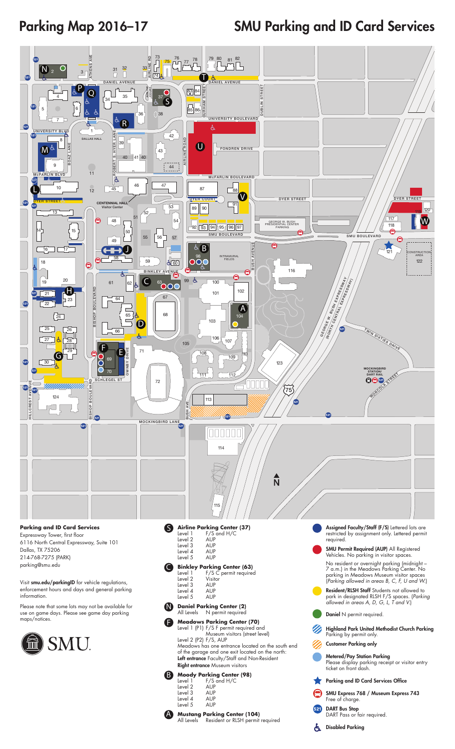# Parking Map 2016–17

# SMU Parking and ID Card Services

**Parking and ID Card Services**
Expressway Tower, first floor
6116 North Central Expressway, Suite 101
Dallas, TX 75206
214-768-7275 (PARK)
parking@smu.edu

Visit **smu.edu/parkingID** for vehicle regulations, enforcement hours and days and general parking information.

Please note that some lots may not be available for use on game days. Please see game day parking maps/notices.

SMU

**S Airline Parking Center (37)**

| Level | Permit |
|---|---|
| Level 1 | F/S and H/C |
| Level 2 | AUP |
| Level 3 | AUP |
| Level 4 | AUP |
| Level 5 | AUP |

**C Binkley Parking Center (63)**

| Level | Permit |
|---|---|
| Level 1 | F/S C permit required |
| Level 2 | Visitor |
| Level 3 | AUP |
| Level 4 | AUP |
| Level 5 | AUP |

**N Daniel Parking Center (2)**
All Levels N permit required

**F Meadows Parking Center (70)**
Level 1 (P1) F/S F permit required and Museum visitors (street level)
Level 2 (P2) F/S, AUP
Meadows has one entrance located on the south end of the garage and one exit located on the north:
**Left entrance** Faculty/Staff and Non-Resident
**Right entrance** Museum visitors

**B Moody Parking Center (98)**

| Level | Permit |
|---|---|
| Level 1 | F/S and H/C |
| Level 2 | AUP |
| Level 3 | AUP |
| Level 4 | AUP |
| Level 5 | AUP |

**A Mustang Parking Center (104)**
All Levels Resident or RLSH permit required

**Assigned Faculty/Staff (F/S)** Lettered lots are restricted by assignment only. Lettered permit required.

**SMU Permit Required (AUP)** All Registered Vehicles. No parking in visitor spaces.

No resident or overnight parking (midnight – 7 a.m.) in the Meadows Parking Center. No parking in Meadows Museum visitor spaces (*Parking allowed in areas B, C, F, U and W.*)

**Resident/RLSH Staff** Students not allowed to park in designated RLSH F/S spaces. (*Parking allowed in areas A, D, G, L, T and V.*)

**Daniel** N permit required.

**Highland Park United Methodist Church Parking** Parking by permit only.

**Customer Parking only**

**Metered/Pay Station Parking** Please display parking receipt or visitor entry ticket on front dash.

**Parking and ID Card Services Office**

**SMU Express 768 / Museum Express 743** Free of charge.

**DART Bus Stop** DART Pass or fair required.

**Disabled Parking**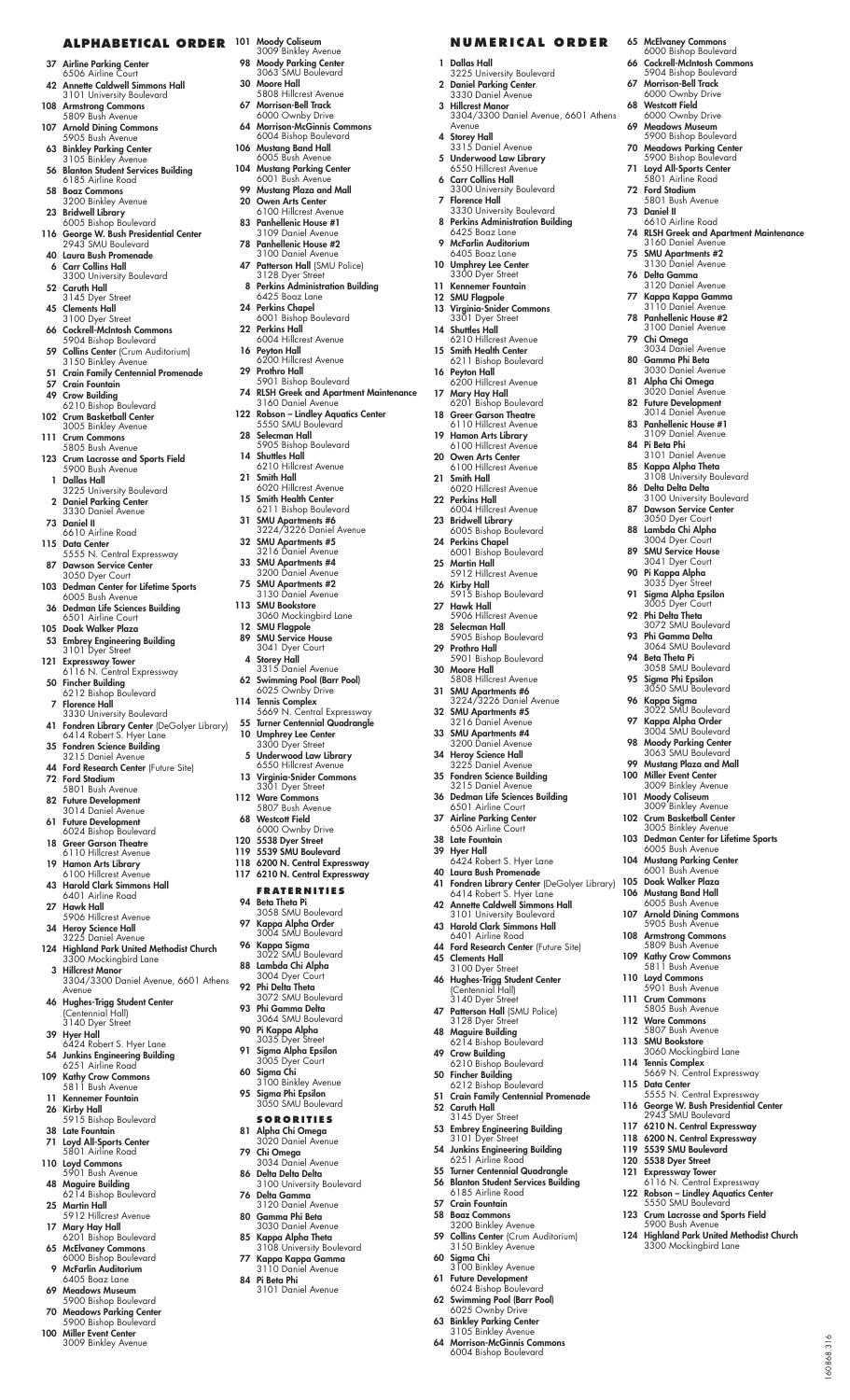## ALPHABETICAL ORDER

37 **Airline Parking Center**
6506 Airline Court

42 **Annette Caldwell Simmons Hall**
3101 University Boulevard

108 **Armstrong Commons**
5809 Bush Avenue

107 **Arnold Dining Commons**
5905 Bush Avenue

63 **Binkley Parking Center**
3105 Binkley Avenue

56 **Blanton Student Services Building**
6185 Airline Road

58 **Boaz Commons**
3200 Binkley Avenue

23 **Bridwell Library**
6005 Bishop Boulevard

116 **George W. Bush Presidential Center**
2943 SMU Boulevard

40 **Laura Bush Promenade**

6 **Carr Collins Hall**
3300 University Boulevard

52 **Caruth Hall**
3145 Dyer Street

45 **Clements Hall**
3100 Dyer Street

66 **Cockrell-McIntosh Commons**
5904 Bishop Boulevard

59 **Collins Center** (Crum Auditorium)
3150 Binkley Avenue

51 **Crain Family Centennial Promenade**

57 **Crain Fountain**

49 **Crow Building**
6210 Bishop Boulevard

102 **Crum Basketball Center**
3005 Binkley Avenue

111 **Crum Commons**
5805 Bush Avenue

123 **Crum Lacrosse and Sports Field**
5900 Bush Avenue

1 **Dallas Hall**
3225 University Boulevard

2 **Daniel Parking Center**
3330 Daniel Avenue

73 **Daniel II**
6610 Airline Road

115 **Data Center**
5555 N. Central Expressway

87 **Dawson Service Center**
3050 Dyer Court

103 **Dedman Center for Lifetime Sports**
6005 Bush Avenue

36 **Dedman Life Sciences Building**
6501 Airline Court

105 **Doak Walker Plaza**

53 **Embrey Engineering Building**
3101 Dyer Street

121 **Expressway Tower**
6116 N. Central Expressway

50 **Fincher Building**
6212 Bishop Boulevard

7 **Florence Hall**
3330 University Boulevard

41 **Fondren Library Center** (DeGolyer Library)
6414 Robert S. Hyer Lane

35 **Fondren Science Building**
3215 Daniel Avenue

44 **Ford Research Center** (Future Site)

72 **Ford Stadium**
5801 Bush Avenue

82 **Future Development**
3014 Daniel Avenue

61 **Future Development**
6024 Bishop Boulevard

18 **Greer Garson Theatre**
6110 Hillcrest Avenue

19 **Hamon Arts Library**
6100 Hillcrest Avenue

43 **Harold Clark Simmons Hall**
6401 Airline Road

27 **Hawk Hall**
5906 Hillcrest Avenue

34 **Heroy Science Hall**
3225 Daniel Avenue

124 **Highland Park United Methodist Church**
3300 Mockingbird Lane

3 **Hillcrest Manor**
3304/3300 Daniel Avenue, 6601 Athens Avenue

46 **Hughes-Trigg Student Center**
(Centennial Hall)
3140 Dyer Street

39 **Hyer Hall**
6424 Robert S. Hyer Lane

54 **Junkins Engineering Building**
6251 Airline Road

109 **Kathy Crow Commons**
5811 Bush Avenue

11 **Kennemer Fountain**

26 **Kirby Hall**
5915 Bishop Boulevard

38 **Late Fountain**

71 **Loyd All-Sports Center**
5801 Airline Road

110 **Loyd Commons**
5901 Bush Avenue

48 **Maguire Building**
6214 Bishop Boulevard

25 **Martin Hall**
5912 Hillcrest Avenue

17 **Mary Hay Hall**
6201 Bishop Boulevard

65 **McElvaney Commons**
6000 Bishop Boulevard

9 **McFarlin Auditorium**
6405 Boaz Lane

69 **Meadows Museum**
5900 Bishop Boulevard

70 **Meadows Parking Center**
5900 Bishop Boulevard

100 **Miller Event Center**
3009 Binkley Avenue

101 **Moody Coliseum**
3009 Binkley Avenue

98 **Moody Parking Center**
3063 SMU Boulevard

30 **Moore Hall**
5808 Hillcrest Avenue

67 **Morrison-Bell Track**
6000 Ownby Drive

64 **Morrison-McGinnis Commons**
6004 Bishop Boulevard

106 **Mustang Band Hall**
6005 Bush Avenue

104 **Mustang Parking Center**
6001 Bush Avenue

99 **Mustang Plaza and Mall**

20 **Owen Arts Center**
6100 Hillcrest Avenue

83 **Panhellenic House #1**
3109 Daniel Avenue

78 **Panhellenic House #2**
3100 Daniel Avenue

47 **Patterson Hall** (SMU Police)
3128 Dyer Street

8 **Perkins Administration Building**
6425 Boaz Lane

24 **Perkins Chapel**
6001 Bishop Boulevard

22 **Perkins Hall**
6004 Hillcrest Avenue

16 **Peyton Hall**
6200 Hillcrest Avenue

29 **Prothro Hall**
5901 Bishop Boulevard

74 **RLSH Greek and Apartment Maintenance**
3160 Daniel Avenue

122 **Robson – Lindley Aquatics Center**
5550 SMU Boulevard

28 **Selecman Hall**
5905 Bishop Boulevard

14 **Shuttles Hall**
6210 Hillcrest Avenue

21 **Smith Hall**
6020 Hillcrest Avenue

15 **Smith Health Center**
6211 Bishop Boulevard

31 **SMU Apartments #6**
3224/3226 Daniel Avenue

32 **SMU Apartments #5**
3216 Daniel Avenue

33 **SMU Apartments #4**
3200 Daniel Avenue

75 **SMU Apartments #2**
3130 Daniel Avenue

113 **SMU Bookstore**
3060 Mockingbird Lane

12 **SMU Flagpole**

89 **SMU Service House**
3041 Dyer Court

4 **Storey Hall**
3315 Daniel Avenue

62 **Swimming Pool (Barr Pool)**
6025 Ownby Drive

114 **Tennis Complex**
5669 N. Central Expressway

55 **Turner Centennial Quadrangle**

10 **Umphrey Lee Center**
3300 Dyer Street

5 **Underwood Law Library**
6550 Hillcrest Avenue

13 **Virginia-Snider Commons**
3301 Dyer Street

112 **Ware Commons**
5807 Bush Avenue

68 **Westcott Field**
6000 Ownby Drive

120 **5538 Dyer Street**

119 **5539 SMU Boulevard**

118 **6200 N. Central Expressway**

117 **6210 N. Central Expressway**

### FRATERNITIES

94 **Beta Theta Pi**
3058 SMU Boulevard

97 **Kappa Alpha Order**
3004 SMU Boulevard

96 **Kappa Sigma**
3022 SMU Boulevard

88 **Lambda Chi Alpha**
3004 Dyer Court

92 **Phi Delta Theta**
3072 SMU Boulevard

93 **Phi Gamma Delta**
3064 SMU Boulevard

90 **Pi Kappa Alpha**
3035 Dyer Street

91 **Sigma Alpha Epsilon**
3005 Dyer Court

60 **Sigma Chi**
3100 Binkley Avenue

95 **Sigma Phi Epsilon**
3050 SMU Boulevard

### SORORITIES

81 **Alpha Chi Omega**
3020 Daniel Avenue

79 **Chi Omega**
3034 Daniel Avenue

86 **Delta Delta Delta**
3100 University Boulevard

76 **Delta Gamma**
3120 Daniel Avenue

80 **Gamma Phi Beta**
3030 Daniel Avenue

85 **Kappa Alpha Theta**
3108 University Boulevard

77 **Kappa Kappa Gamma**
3110 Daniel Avenue

84 **Pi Beta Phi**
3101 Daniel Avenue

## NUMERICAL ORDER

1 **Dallas Hall**
3225 University Boulevard

2 **Daniel Parking Center**
3330 Daniel Avenue

3 **Hillcrest Manor**
3304/3300 Daniel Avenue, 6601 Athens Avenue

4 **Storey Hall**
3315 Daniel Avenue

5 **Underwood Law Library**
6550 Hillcrest Avenue

6 **Carr Collins Hall**
3300 University Boulevard

7 **Florence Hall**
3330 University Boulevard

8 **Perkins Administration Building**
6425 Boaz Lane

9 **McFarlin Auditorium**
6405 Boaz Lane

10 **Umphrey Lee Center**
3300 Dyer Street

11 **Kennemer Fountain**

12 **SMU Flagpole**

13 **Virginia-Snider Commons**
3301 Dyer Street

14 **Shuttles Hall**
6210 Hillcrest Avenue

15 **Smith Health Center**
6211 Bishop Boulevard

16 **Peyton Hall**
6200 Hillcrest Avenue

17 **Mary Hay Hall**
6201 Bishop Boulevard

18 **Greer Garson Theatre**
6110 Hillcrest Avenue

19 **Hamon Arts Library**
6100 Hillcrest Avenue

20 **Owen Arts Center**
6100 Hillcrest Avenue

21 **Smith Hall**
6020 Hillcrest Avenue

22 **Perkins Hall**
6004 Hillcrest Avenue

23 **Bridwell Library**
6005 Bishop Boulevard

24 **Perkins Chapel**
6001 Bishop Boulevard

25 **Martin Hall**
5912 Hillcrest Avenue

26 **Kirby Hall**
5915 Bishop Boulevard

27 **Hawk Hall**
5906 Hillcrest Avenue

28 **Selecman Hall**
5905 Bishop Boulevard

29 **Prothro Hall**
5901 Bishop Boulevard

30 **Moore Hall**
5808 Hillcrest Avenue

31 **SMU Apartments #6**
3224/3226 Daniel Avenue

32 **SMU Apartments #5**
3216 Daniel Avenue

33 **SMU Apartments #4**
3200 Daniel Avenue

34 **Heroy Science Hall**
3225 Daniel Avenue

35 **Fondren Science Building**
3215 Daniel Avenue

36 **Dedman Life Sciences Building**
6501 Airline Court

37 **Airline Parking Center**
6506 Airline Court

38 **Late Fountain**

39 **Hyer Hall**
6424 Robert S. Hyer Lane

40 **Laura Bush Promenade**

41 **Fondren Library Center** (DeGolyer Library)
6414 Robert S. Hyer Lane

42 **Annette Caldwell Simmons Hall**
3101 University Boulevard

43 **Harold Clark Simmons Hall**
6401 Airline Road

44 **Ford Research Center** (Future Site)

45 **Clements Hall**
3100 Dyer Street

46 **Hughes-Trigg Student Center**
(Centennial Hall)
3140 Dyer Street

47 **Patterson Hall** (SMU Police)
3128 Dyer Street

48 **Maguire Building**
6214 Bishop Boulevard

49 **Crow Building**
6210 Bishop Boulevard

50 **Fincher Building**
6212 Bishop Boulevard

51 **Crain Family Centennial Promenade**

52 **Caruth Hall**
3145 Dyer Street

53 **Embrey Engineering Building**
3101 Dyer Street

54 **Junkins Engineering Building**
6251 Airline Road

55 **Turner Centennial Quadrangle**

56 **Blanton Student Services Building**
6185 Airline Road

57 **Crain Fountain**

58 **Boaz Commons**
3200 Binkley Avenue

59 **Collins Center** (Crum Auditorium)
3150 Binkley Avenue

60 **Sigma Chi**
3100 Binkley Avenue

61 **Future Development**
6024 Bishop Boulevard

62 **Swimming Pool (Barr Pool)**
6025 Ownby Drive

63 **Binkley Parking Center**
3105 Binkley Avenue

64 **Morrison-McGinnis Commons**
6004 Bishop Boulevard

65 **McElvaney Commons**
6000 Bishop Boulevard

66 **Cockrell-McIntosh Commons**
5904 Bishop Boulevard

67 **Morrison-Bell Track**
6000 Ownby Drive

68 **Westcott Field**
6000 Ownby Drive

69 **Meadows Museum**
5900 Bishop Boulevard

70 **Meadows Parking Center**
5900 Bishop Boulevard

71 **Loyd All-Sports Center**
5801 Airline Road

72 **Ford Stadium**
5801 Bush Avenue

73 **Daniel II**
6610 Airline Road

74 **RLSH Greek and Apartment Maintenance**
3160 Daniel Avenue

75 **SMU Apartments #2**
3130 Daniel Avenue

76 **Delta Gamma**
3120 Daniel Avenue

77 **Kappa Kappa Gamma**
3110 Daniel Avenue

78 **Panhellenic House #2**
3100 Daniel Avenue

79 **Chi Omega**
3034 Daniel Avenue

80 **Gamma Phi Beta**
3030 Daniel Avenue

81 **Alpha Chi Omega**
3020 Daniel Avenue

82 **Future Development**
3014 Daniel Avenue

83 **Panhellenic House #1**
3109 Daniel Avenue

84 **Pi Beta Phi**
3101 Daniel Avenue

85 **Kappa Alpha Theta**
3108 University Boulevard

86 **Delta Delta Delta**
3100 University Boulevard

87 **Dawson Service Center**
3050 Dyer Court

88 **Lambda Chi Alpha**
3004 Dyer Court

89 **SMU Service House**
3041 Dyer Court

90 **Pi Kappa Alpha**
3035 Dyer Street

91 **Sigma Alpha Epsilon**
3005 Dyer Court

92 **Phi Delta Theta**
3072 SMU Boulevard

93 **Phi Gamma Delta**
3064 SMU Boulevard

94 **Beta Theta Pi**
3058 SMU Boulevard

95 **Sigma Phi Epsilon**
3050 SMU Boulevard

96 **Kappa Sigma**
3022 SMU Boulevard

97 **Kappa Alpha Order**
3004 SMU Boulevard

98 **Moody Parking Center**
3063 SMU Boulevard

99 **Mustang Plaza and Mall**

100 **Miller Event Center**
3009 Binkley Avenue

101 **Moody Coliseum**
3009 Binkley Avenue

102 **Crum Basketball Center**
3005 Binkley Avenue

103 **Dedman Center for Lifetime Sports**
6005 Bush Avenue

104 **Mustang Parking Center**
6001 Bush Avenue

105 **Doak Walker Plaza**

106 **Mustang Band Hall**
6005 Bush Avenue

107 **Arnold Dining Commons**
5905 Bush Avenue

108 **Armstrong Commons**
5809 Bush Avenue

109 **Kathy Crow Commons**
5811 Bush Avenue

110 **Loyd Commons**
5901 Bush Avenue

111 **Crum Commons**
5805 Bush Avenue

112 **Ware Commons**
5807 Bush Avenue

113 **SMU Bookstore**
3060 Mockingbird Lane

114 **Tennis Complex**
5669 N. Central Expressway

115 **Data Center**
5555 N. Central Expressway

116 **George W. Bush Presidential Center**
2943 SMU Boulevard

117 **6210 N. Central Expressway**

118 **6200 N. Central Expressway**

119 **5539 SMU Boulevard**

120 **5538 Dyer Street**

121 **Expressway Tower**
6116 N. Central Expressway

122 **Robson – Lindley Aquatics Center**
5550 SMU Boulevard

123 **Crum Lacrosse and Sports Field**
5900 Bush Avenue

124 **Highland Park United Methodist Church**
3300 Mockingbird Lane

160868.316